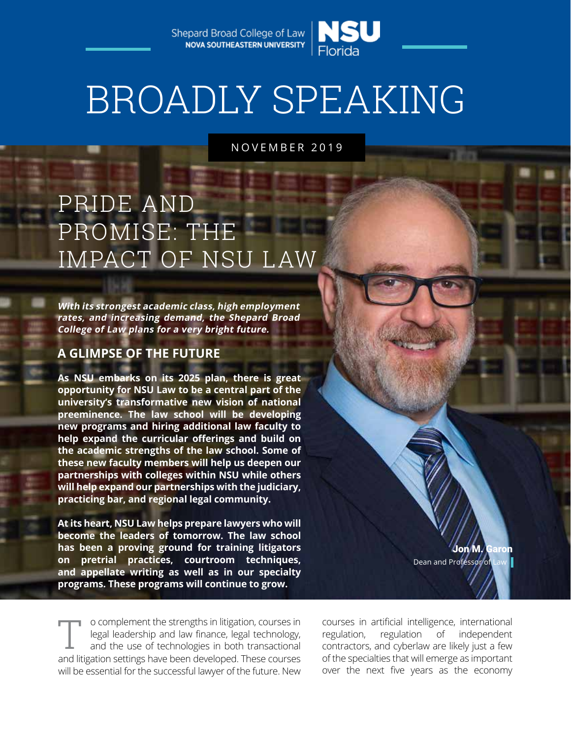Shepard Broad College of Law
NOVA SOUTHEASTERN UNIVERSITY
NSU Florida

# BROADLY SPEAKING

NOVEMBER 2019

## PRIDE AND PROMISE: THE IMPACT OF NSU LAW

***With its strongest academic class, high employment rates, and increasing demand, the Shepard Broad College of Law plans for a very bright future.***

### A GLIMPSE OF THE FUTURE

**As NSU embarks on its 2025 plan, there is great opportunity for NSU Law to be a central part of the university's transformative new vision of national preeminence. The law school will be developing new programs and hiring additional law faculty to help expand the curricular offerings and build on the academic strengths of the law school. Some of these new faculty members will help us deepen our partnerships with colleges within NSU while others will help expand our partnerships with the judiciary, practicing bar, and regional legal community.**

**At its heart, NSU Law helps prepare lawyers who will become the leaders of tomorrow. The law school has been a proving ground for training litigators on pretrial practices, courtroom techniques, and appellate writing as well as in our specialty programs. These programs will continue to grow.**

**Jon M. Garon**
Dean and Professor of Law

To complement the strengths in litigation, courses in legal leadership and law finance, legal technology, and the use of technologies in both transactional and litigation settings have been developed. These courses will be essential for the successful lawyer of the future. New courses in artificial intelligence, international regulation, regulation of independent contractors, and cyberlaw are likely just a few of the specialties that will emerge as important over the next five years as the economy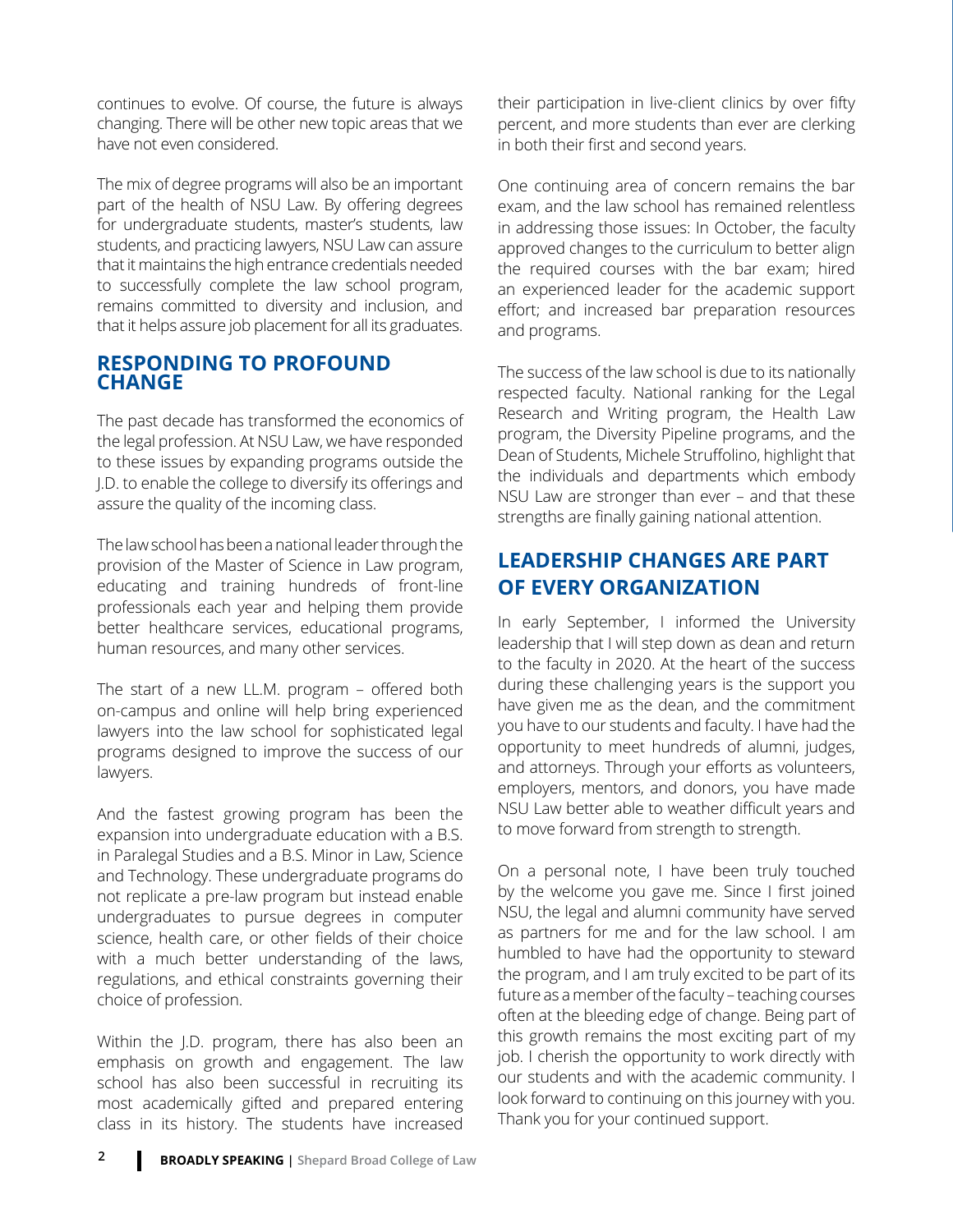continues to evolve. Of course, the future is always changing. There will be other new topic areas that we have not even considered.

The mix of degree programs will also be an important part of the health of NSU Law. By offering degrees for undergraduate students, master's students, law students, and practicing lawyers, NSU Law can assure that it maintains the high entrance credentials needed to successfully complete the law school program, remains committed to diversity and inclusion, and that it helps assure job placement for all its graduates.

## RESPONDING TO PROFOUND CHANGE

The past decade has transformed the economics of the legal profession. At NSU Law, we have responded to these issues by expanding programs outside the J.D. to enable the college to diversify its offerings and assure the quality of the incoming class.

The law school has been a national leader through the provision of the Master of Science in Law program, educating and training hundreds of front-line professionals each year and helping them provide better healthcare services, educational programs, human resources, and many other services.

The start of a new LL.M. program – offered both on-campus and online will help bring experienced lawyers into the law school for sophisticated legal programs designed to improve the success of our lawyers.

And the fastest growing program has been the expansion into undergraduate education with a B.S. in Paralegal Studies and a B.S. Minor in Law, Science and Technology. These undergraduate programs do not replicate a pre-law program but instead enable undergraduates to pursue degrees in computer science, health care, or other fields of their choice with a much better understanding of the laws, regulations, and ethical constraints governing their choice of profession.

Within the J.D. program, there has also been an emphasis on growth and engagement. The law school has also been successful in recruiting its most academically gifted and prepared entering class in its history. The students have increased their participation in live-client clinics by over fifty percent, and more students than ever are clerking in both their first and second years.

One continuing area of concern remains the bar exam, and the law school has remained relentless in addressing those issues: In October, the faculty approved changes to the curriculum to better align the required courses with the bar exam; hired an experienced leader for the academic support effort; and increased bar preparation resources and programs.

The success of the law school is due to its nationally respected faculty. National ranking for the Legal Research and Writing program, the Health Law program, the Diversity Pipeline programs, and the Dean of Students, Michele Struffolino, highlight that the individuals and departments which embody NSU Law are stronger than ever – and that these strengths are finally gaining national attention.

## LEADERSHIP CHANGES ARE PART OF EVERY ORGANIZATION

In early September, I informed the University leadership that I will step down as dean and return to the faculty in 2020. At the heart of the success during these challenging years is the support you have given me as the dean, and the commitment you have to our students and faculty. I have had the opportunity to meet hundreds of alumni, judges, and attorneys. Through your efforts as volunteers, employers, mentors, and donors, you have made NSU Law better able to weather difficult years and to move forward from strength to strength.

On a personal note, I have been truly touched by the welcome you gave me. Since I first joined NSU, the legal and alumni community have served as partners for me and for the law school. I am humbled to have had the opportunity to steward the program, and I am truly excited to be part of its future as a member of the faculty – teaching courses often at the bleeding edge of change. Being part of this growth remains the most exciting part of my job. I cherish the opportunity to work directly with our students and with the academic community. I look forward to continuing on this journey with you. Thank you for your continued support.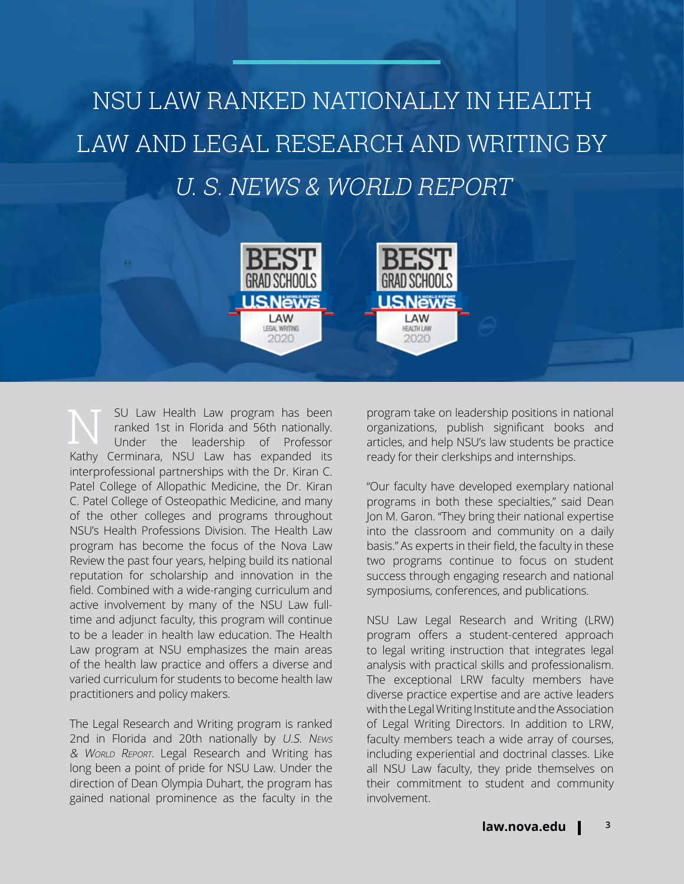# NSU LAW RANKED NATIONALLY IN HEALTH LAW AND LEGAL RESEARCH AND WRITING BY *U. S. NEWS & WORLD REPORT*

BEST GRAD SCHOOLS U.S.News LAW LEGAL WRITING 2020

BEST GRAD SCHOOLS U.S.News LAW HEALTH LAW 2020

NSU Law Health Law program has been ranked 1st in Florida and 56th nationally. Under the leadership of Professor Kathy Cerminara, NSU Law has expanded its interprofessional partnerships with the Dr. Kiran C. Patel College of Allopathic Medicine, the Dr. Kiran C. Patel College of Osteopathic Medicine, and many of the other colleges and programs throughout NSU's Health Professions Division. The Health Law program has become the focus of the Nova Law Review the past four years, helping build its national reputation for scholarship and innovation in the field. Combined with a wide-ranging curriculum and active involvement by many of the NSU Law full-time and adjunct faculty, this program will continue to be a leader in health law education. The Health Law program at NSU emphasizes the main areas of the health law practice and offers a diverse and varied curriculum for students to become health law practitioners and policy makers.

The Legal Research and Writing program is ranked 2nd in Florida and 20th nationally by *U.S. News & World Report*. Legal Research and Writing has long been a point of pride for NSU Law. Under the direction of Dean Olympia Duhart, the program has gained national prominence as the faculty in the program take on leadership positions in national organizations, publish significant books and articles, and help NSU's law students be practice ready for their clerkships and internships.

"Our faculty have developed exemplary national programs in both these specialties," said Dean Jon M. Garon. "They bring their national expertise into the classroom and community on a daily basis." As experts in their field, the faculty in these two programs continue to focus on student success through engaging research and national symposiums, conferences, and publications.

NSU Law Legal Research and Writing (LRW) program offers a student-centered approach to legal writing instruction that integrates legal analysis with practical skills and professionalism. The exceptional LRW faculty members have diverse practice expertise and are active leaders with the Legal Writing Institute and the Association of Legal Writing Directors. In addition to LRW, faculty members teach a wide array of courses, including experiential and doctrinal classes. Like all NSU Law faculty, they pride themselves on their commitment to student and community involvement.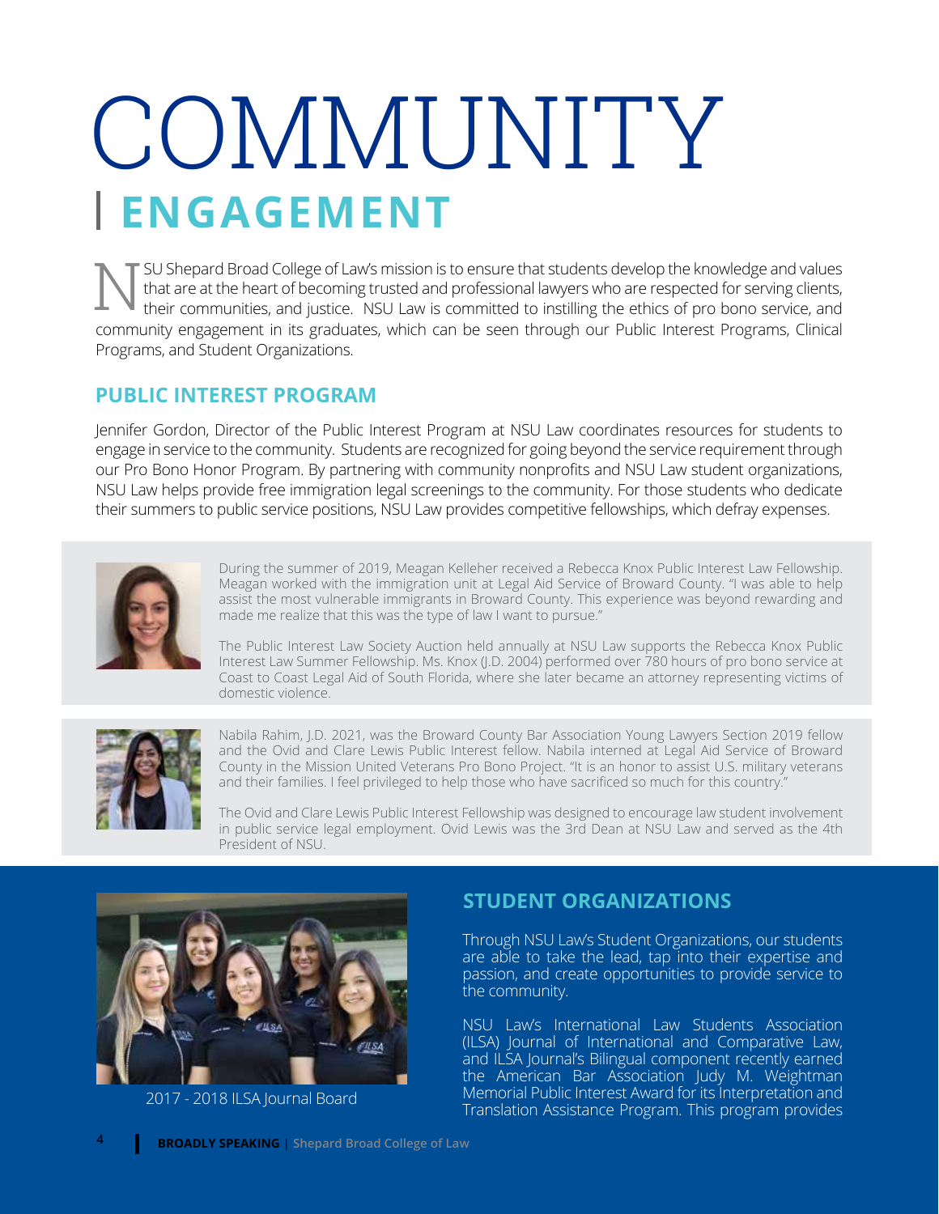# COMMUNITY

## ENGAGEMENT

NSU Shepard Broad College of Law's mission is to ensure that students develop the knowledge and values that are at the heart of becoming trusted and professional lawyers who are respected for serving clients, their communities, and justice. NSU Law is committed to instilling the ethics of pro bono service, and community engagement in its graduates, which can be seen through our Public Interest Programs, Clinical Programs, and Student Organizations.

### PUBLIC INTEREST PROGRAM

Jennifer Gordon, Director of the Public Interest Program at NSU Law coordinates resources for students to engage in service to the community. Students are recognized for going beyond the service requirement through our Pro Bono Honor Program. By partnering with community nonprofits and NSU Law student organizations, NSU Law helps provide free immigration legal screenings to the community. For those students who dedicate their summers to public service positions, NSU Law provides competitive fellowships, which defray expenses.

During the summer of 2019, Meagan Kelleher received a Rebecca Knox Public Interest Law Fellowship. Meagan worked with the immigration unit at Legal Aid Service of Broward County. "I was able to help assist the most vulnerable immigrants in Broward County. This experience was beyond rewarding and made me realize that this was the type of law I want to pursue."

The Public Interest Law Society Auction held annually at NSU Law supports the Rebecca Knox Public Interest Law Summer Fellowship. Ms. Knox (J.D. 2004) performed over 780 hours of pro bono service at Coast to Coast Legal Aid of South Florida, where she later became an attorney representing victims of domestic violence.

Nabila Rahim, J.D. 2021, was the Broward County Bar Association Young Lawyers Section 2019 fellow and the Ovid and Clare Lewis Public Interest fellow. Nabila interned at Legal Aid Service of Broward County in the Mission United Veterans Pro Bono Project. "It is an honor to assist U.S. military veterans and their families. I feel privileged to help those who have sacrificed so much for this country."

The Ovid and Clare Lewis Public Interest Fellowship was designed to encourage law student involvement in public service legal employment. Ovid Lewis was the 3rd Dean at NSU Law and served as the 4th President of NSU.

2017 - 2018 ILSA Journal Board

### STUDENT ORGANIZATIONS

Through NSU Law's Student Organizations, our students are able to take the lead, tap into their expertise and passion, and create opportunities to provide service to the community.

NSU Law's International Law Students Association (ILSA) Journal of International and Comparative Law, and ILSA Journal's Bilingual component recently earned the American Bar Association Judy M. Weightman Memorial Public Interest Award for its Interpretation and Translation Assistance Program. This program provides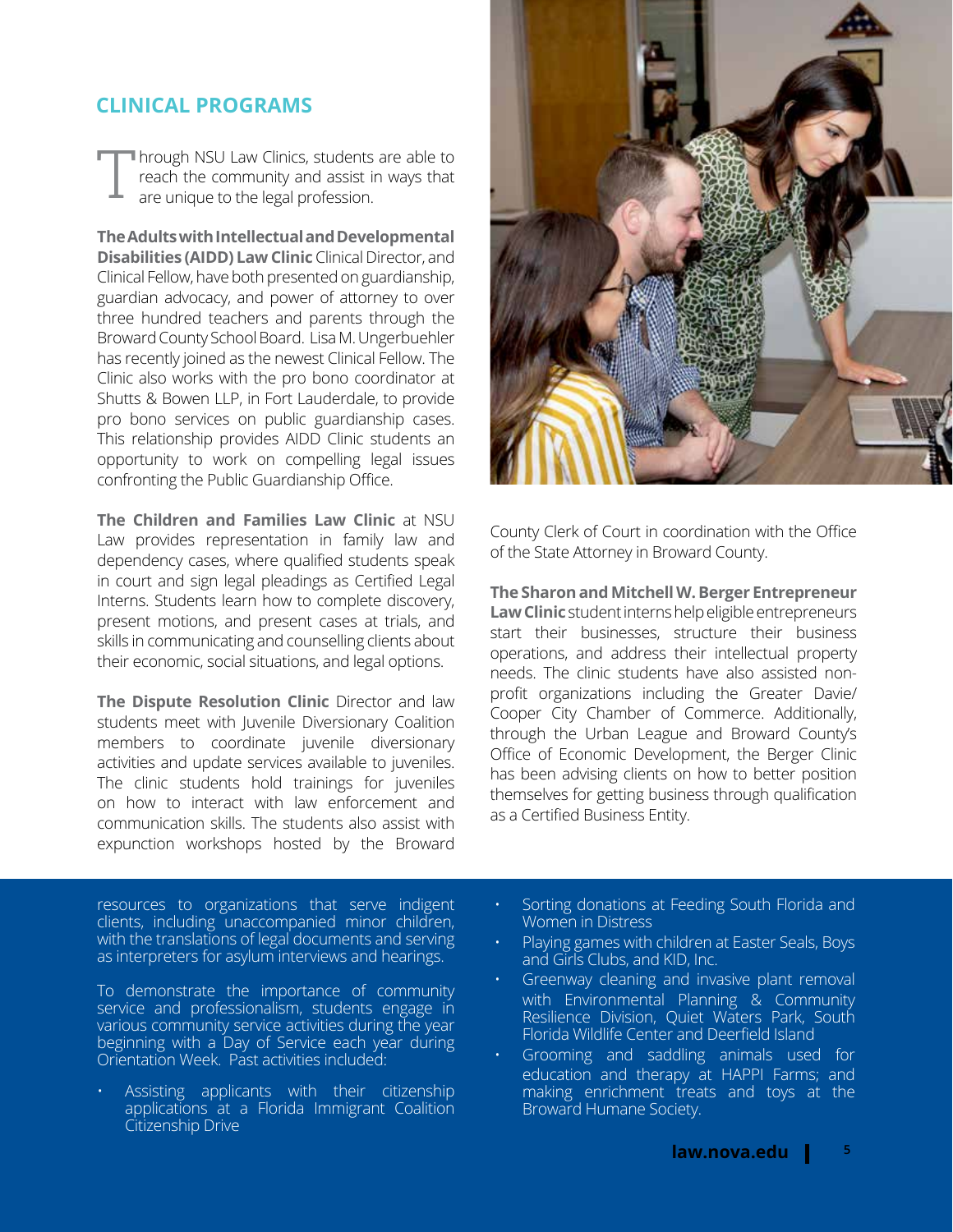## CLINICAL PROGRAMS

Through NSU Law Clinics, students are able to reach the community and assist in ways that are unique to the legal profession.

**The Adults with Intellectual and Developmental Disabilities (AIDD) Law Clinic** Clinical Director, and Clinical Fellow, have both presented on guardianship, guardian advocacy, and power of attorney to over three hundred teachers and parents through the Broward County School Board. Lisa M. Ungerbuehler has recently joined as the newest Clinical Fellow. The Clinic also works with the pro bono coordinator at Shutts & Bowen LLP, in Fort Lauderdale, to provide pro bono services on public guardianship cases. This relationship provides AIDD Clinic students an opportunity to work on compelling legal issues confronting the Public Guardianship Office.

**The Children and Families Law Clinic** at NSU Law provides representation in family law and dependency cases, where qualified students speak in court and sign legal pleadings as Certified Legal Interns. Students learn how to complete discovery, present motions, and present cases at trials, and skills in communicating and counselling clients about their economic, social situations, and legal options.

**The Dispute Resolution Clinic** Director and law students meet with Juvenile Diversionary Coalition members to coordinate juvenile diversionary activities and update services available to juveniles. The clinic students hold trainings for juveniles on how to interact with law enforcement and communication skills. The students also assist with expunction workshops hosted by the Broward County Clerk of Court in coordination with the Office of the State Attorney in Broward County.

**The Sharon and Mitchell W. Berger Entrepreneur Law Clinic** student interns help eligible entrepreneurs start their businesses, structure their business operations, and address their intellectual property needs. The clinic students have also assisted non-profit organizations including the Greater Davie/Cooper City Chamber of Commerce. Additionally, through the Urban League and Broward County's Office of Economic Development, the Berger Clinic has been advising clients on how to better position themselves for getting business through qualification as a Certified Business Entity.

resources to organizations that serve indigent clients, including unaccompanied minor children, with the translations of legal documents and serving as interpreters for asylum interviews and hearings.

To demonstrate the importance of community service and professionalism, students engage in various community service activities during the year beginning with a Day of Service each year during Orientation Week. Past activities included:

- Assisting applicants with their citizenship applications at a Florida Immigrant Coalition Citizenship Drive
- Sorting donations at Feeding South Florida and Women in Distress
- Playing games with children at Easter Seals, Boys and Girls Clubs, and KID, Inc.
- Greenway cleaning and invasive plant removal with Environmental Planning & Community Resilience Division, Quiet Waters Park, South Florida Wildlife Center and Deerfield Island
- Grooming and saddling animals used for education and therapy at HAPPI Farms; and making enrichment treats and toys at the Broward Humane Society.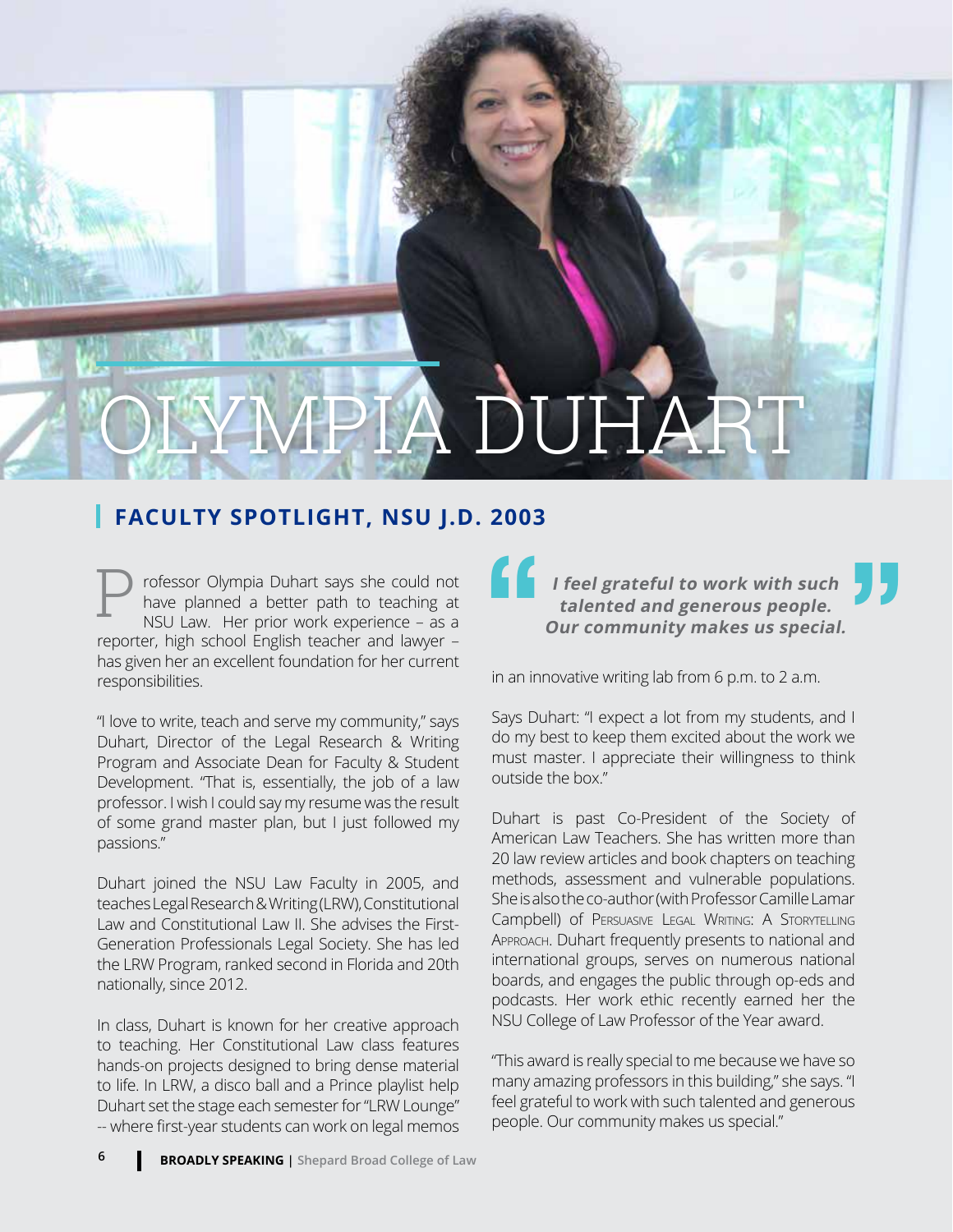# OLYMPIA DUHART

## FACULTY SPOTLIGHT, NSU J.D. 2003

Professor Olympia Duhart says she could not have planned a better path to teaching at NSU Law. Her prior work experience – as a reporter, high school English teacher and lawyer – has given her an excellent foundation for her current responsibilities.

"I love to write, teach and serve my community," says Duhart, Director of the Legal Research & Writing Program and Associate Dean for Faculty & Student Development. "That is, essentially, the job of a law professor. I wish I could say my resume was the result of some grand master plan, but I just followed my passions."

Duhart joined the NSU Law Faculty in 2005, and teaches Legal Research & Writing (LRW), Constitutional Law and Constitutional Law II. She advises the First-Generation Professionals Legal Society. She has led the LRW Program, ranked second in Florida and 20th nationally, since 2012.

In class, Duhart is known for her creative approach to teaching. Her Constitutional Law class features hands-on projects designed to bring dense material to life. In LRW, a disco ball and a Prince playlist help Duhart set the stage each semester for "LRW Lounge" -- where first-year students can work on legal memos in an innovative writing lab from 6 p.m. to 2 a.m.

> ***"I feel grateful to work with such talented and generous people. Our community makes us special."***

Says Duhart: "I expect a lot from my students, and I do my best to keep them excited about the work we must master. I appreciate their willingness to think outside the box."

Duhart is past Co-President of the Society of American Law Teachers. She has written more than 20 law review articles and book chapters on teaching methods, assessment and vulnerable populations. She is also the co-author (with Professor Camille Lamar Campbell) of Persuasive Legal Writing: A Storytelling Approach. Duhart frequently presents to national and international groups, serves on numerous national boards, and engages the public through op-eds and podcasts. Her work ethic recently earned her the NSU College of Law Professor of the Year award.

"This award is really special to me because we have so many amazing professors in this building," she says. "I feel grateful to work with such talented and generous people. Our community makes us special."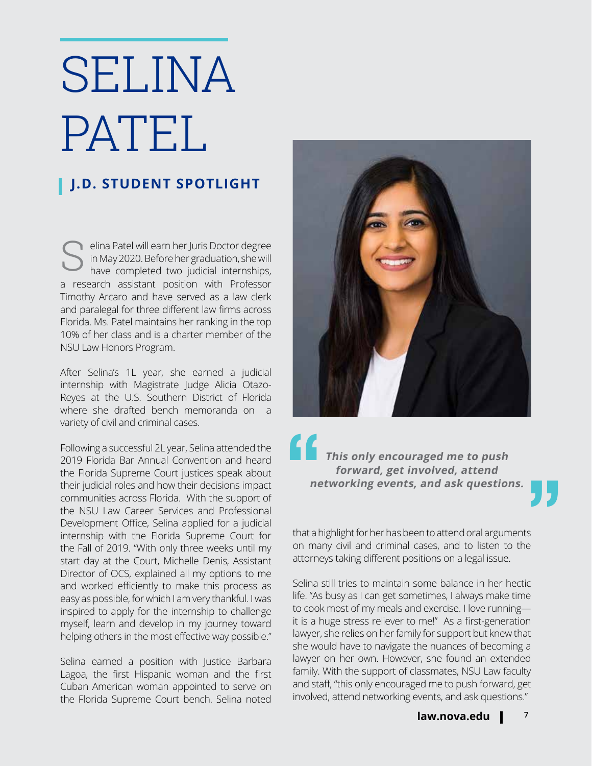# SELINA PATEL

## J.D. STUDENT SPOTLIGHT

Selina Patel will earn her Juris Doctor degree in May 2020. Before her graduation, she will have completed two judicial internships, a research assistant position with Professor Timothy Arcaro and have served as a law clerk and paralegal for three different law firms across Florida. Ms. Patel maintains her ranking in the top 10% of her class and is a charter member of the NSU Law Honors Program.

After Selina's 1L year, she earned a judicial internship with Magistrate Judge Alicia Otazo-Reyes at the U.S. Southern District of Florida where she drafted bench memoranda on a variety of civil and criminal cases.

Following a successful 2L year, Selina attended the 2019 Florida Bar Annual Convention and heard the Florida Supreme Court justices speak about their judicial roles and how their decisions impact communities across Florida. With the support of the NSU Law Career Services and Professional Development Office, Selina applied for a judicial internship with the Florida Supreme Court for the Fall of 2019. "With only three weeks until my start day at the Court, Michelle Denis, Assistant Director of OCS, explained all my options to me and worked efficiently to make this process as easy as possible, for which I am very thankful. I was inspired to apply for the internship to challenge myself, learn and develop in my journey toward helping others in the most effective way possible."

Selina earned a position with Justice Barbara Lagoa, the first Hispanic woman and the first Cuban American woman appointed to serve on the Florida Supreme Court bench. Selina noted that a highlight for her has been to attend oral arguments on many civil and criminal cases, and to listen to the attorneys taking different positions on a legal issue.

> ***"This only encouraged me to push forward, get involved, attend networking events, and ask questions."***

Selina still tries to maintain some balance in her hectic life. "As busy as I can get sometimes, I always make time to cook most of my meals and exercise. I love running—it is a huge stress reliever to me!" As a first-generation lawyer, she relies on her family for support but knew that she would have to navigate the nuances of becoming a lawyer on her own. However, she found an extended family. With the support of classmates, NSU Law faculty and staff, "this only encouraged me to push forward, get involved, attend networking events, and ask questions."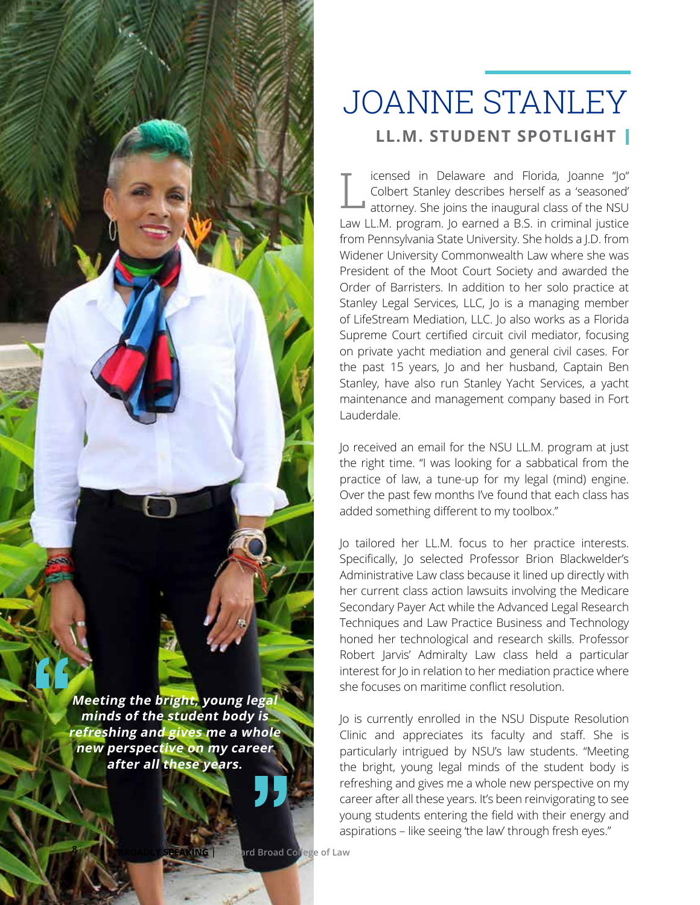# JOANNE STANLEY

## LL.M. STUDENT SPOTLIGHT

Licensed in Delaware and Florida, Joanne "Jo" Colbert Stanley describes herself as a 'seasoned' attorney. She joins the inaugural class of the NSU Law LL.M. program. Jo earned a B.S. in criminal justice from Pennsylvania State University. She holds a J.D. from Widener University Commonwealth Law where she was President of the Moot Court Society and awarded the Order of Barristers. In addition to her solo practice at Stanley Legal Services, LLC, Jo is a managing member of LifeStream Mediation, LLC. Jo also works as a Florida Supreme Court certified circuit civil mediator, focusing on private yacht mediation and general civil cases. For the past 15 years, Jo and her husband, Captain Ben Stanley, have also run Stanley Yacht Services, a yacht maintenance and management company based in Fort Lauderdale.

Jo received an email for the NSU LL.M. program at just the right time. "I was looking for a sabbatical from the practice of law, a tune-up for my legal (mind) engine. Over the past few months I've found that each class has added something different to my toolbox."

Jo tailored her LL.M. focus to her practice interests. Specifically, Jo selected Professor Brion Blackwelder's Administrative Law class because it lined up directly with her current class action lawsuits involving the Medicare Secondary Payer Act while the Advanced Legal Research Techniques and Law Practice Business and Technology honed her technological and research skills. Professor Robert Jarvis' Admiralty Law class held a particular interest for Jo in relation to her mediation practice where she focuses on maritime conflict resolution.

Jo is currently enrolled in the NSU Dispute Resolution Clinic and appreciates its faculty and staff. She is particularly intrigued by NSU's law students. "Meeting the bright, young legal minds of the student body is refreshing and gives me a whole new perspective on my career after all these years. It's been reinvigorating to see young students entering the field with their energy and aspirations – like seeing 'the law' through fresh eyes."

> ***Meeting the bright, young legal minds of the student body is refreshing and gives me a whole new perspective on my career after all these years.***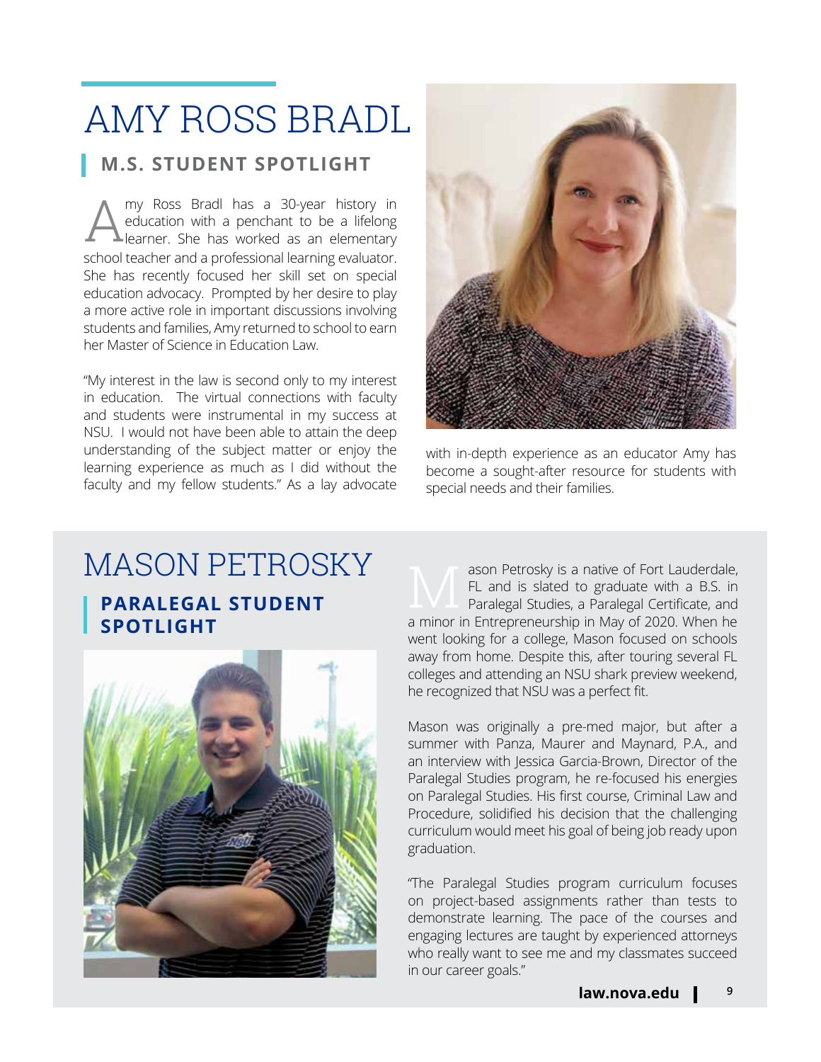# AMY ROSS BRADL

## M.S. STUDENT SPOTLIGHT

Amy Ross Bradl has a 30-year history in education with a penchant to be a lifelong learner. She has worked as an elementary school teacher and a professional learning evaluator. She has recently focused her skill set on special education advocacy. Prompted by her desire to play a more active role in important discussions involving students and families, Amy returned to school to earn her Master of Science in Education Law.

"My interest in the law is second only to my interest in education. The virtual connections with faculty and students were instrumental in my success at NSU. I would not have been able to attain the deep understanding of the subject matter or enjoy the learning experience as much as I did without the faculty and my fellow students." As a lay advocate with in-depth experience as an educator Amy has become a sought-after resource for students with special needs and their families.

# MASON PETROSKY

## PARALEGAL STUDENT SPOTLIGHT

Mason Petrosky is a native of Fort Lauderdale, FL and is slated to graduate with a B.S. in Paralegal Studies, a Paralegal Certificate, and a minor in Entrepreneurship in May of 2020. When he went looking for a college, Mason focused on schools away from home. Despite this, after touring several FL colleges and attending an NSU shark preview weekend, he recognized that NSU was a perfect fit.

Mason was originally a pre-med major, but after a summer with Panza, Maurer and Maynard, P.A., and an interview with Jessica Garcia-Brown, Director of the Paralegal Studies program, he re-focused his energies on Paralegal Studies. His first course, Criminal Law and Procedure, solidified his decision that the challenging curriculum would meet his goal of being job ready upon graduation.

"The Paralegal Studies program curriculum focuses on project-based assignments rather than tests to demonstrate learning. The pace of the courses and engaging lectures are taught by experienced attorneys who really want to see me and my classmates succeed in our career goals."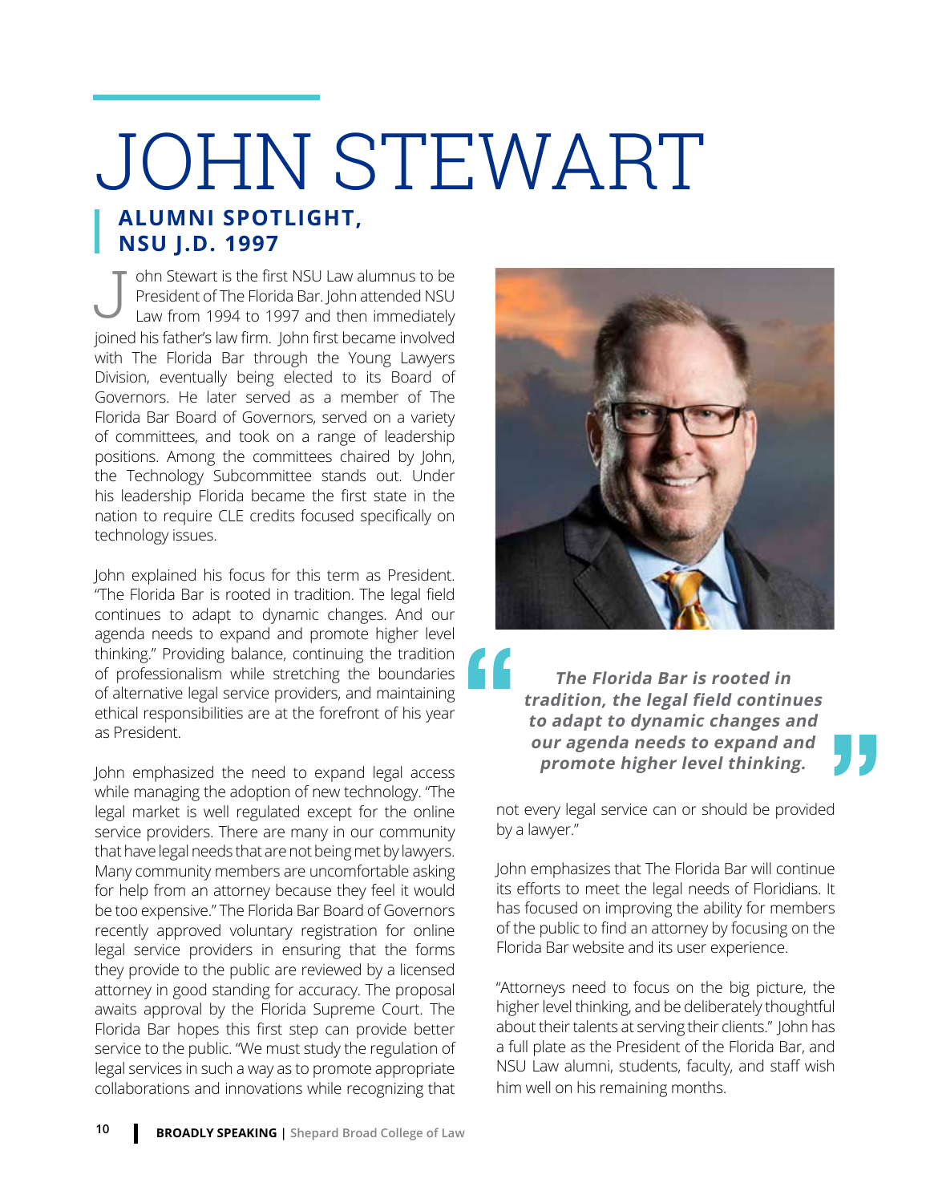# JOHN STEWART

## ALUMNI SPOTLIGHT, NSU J.D. 1997

John Stewart is the first NSU Law alumnus to be President of The Florida Bar. John attended NSU Law from 1994 to 1997 and then immediately joined his father's law firm. John first became involved with The Florida Bar through the Young Lawyers Division, eventually being elected to its Board of Governors. He later served as a member of The Florida Bar Board of Governors, served on a variety of committees, and took on a range of leadership positions. Among the committees chaired by John, the Technology Subcommittee stands out. Under his leadership Florida became the first state in the nation to require CLE credits focused specifically on technology issues.

John explained his focus for this term as President. "The Florida Bar is rooted in tradition. The legal field continues to adapt to dynamic changes. And our agenda needs to expand and promote higher level thinking." Providing balance, continuing the tradition of professionalism while stretching the boundaries of alternative legal service providers, and maintaining ethical responsibilities are at the forefront of his year as President.

John emphasized the need to expand legal access while managing the adoption of new technology. "The legal market is well regulated except for the online service providers. There are many in our community that have legal needs that are not being met by lawyers. Many community members are uncomfortable asking for help from an attorney because they feel it would be too expensive." The Florida Bar Board of Governors recently approved voluntary registration for online legal service providers in ensuring that the forms they provide to the public are reviewed by a licensed attorney in good standing for accuracy. The proposal awaits approval by the Florida Supreme Court. The Florida Bar hopes this first step can provide better service to the public. "We must study the regulation of legal services in such a way as to promote appropriate collaborations and innovations while recognizing that not every legal service can or should be provided by a lawyer."

> ***The Florida Bar is rooted in tradition, the legal field continues to adapt to dynamic changes and our agenda needs to expand and promote higher level thinking.***

John emphasizes that The Florida Bar will continue its efforts to meet the legal needs of Floridians. It has focused on improving the ability for members of the public to find an attorney by focusing on the Florida Bar website and its user experience.

"Attorneys need to focus on the big picture, the higher level thinking, and be deliberately thoughtful about their talents at serving their clients." John has a full plate as the President of the Florida Bar, and NSU Law alumni, students, faculty, and staff wish him well on his remaining months.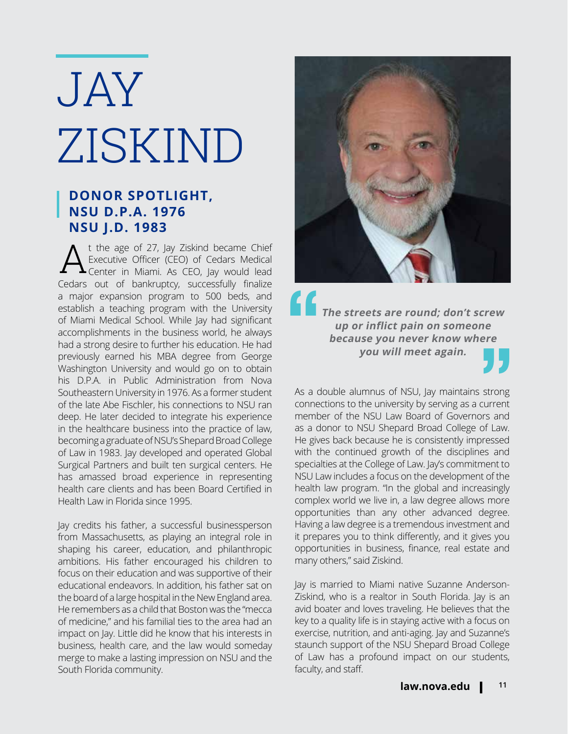# JAY ZISKIND

## DONOR SPOTLIGHT, NSU D.P.A. 1976 NSU J.D. 1983

At the age of 27, Jay Ziskind became Chief Executive Officer (CEO) of Cedars Medical Center in Miami. As CEO, Jay would lead Cedars out of bankruptcy, successfully finalize a major expansion program to 500 beds, and establish a teaching program with the University of Miami Medical School. While Jay had significant accomplishments in the business world, he always had a strong desire to further his education. He had previously earned his MBA degree from George Washington University and would go on to obtain his D.P.A. in Public Administration from Nova Southeastern University in 1976. As a former student of the late Abe Fischler, his connections to NSU ran deep. He later decided to integrate his experience in the healthcare business into the practice of law, becoming a graduate of NSU's Shepard Broad College of Law in 1983. Jay developed and operated Global Surgical Partners and built ten surgical centers. He has amassed broad experience in representing health care clients and has been Board Certified in Health Law in Florida since 1995.

Jay credits his father, a successful businessperson from Massachusetts, as playing an integral role in shaping his career, education, and philanthropic ambitions. His father encouraged his children to focus on their education and was supportive of their educational endeavors. In addition, his father sat on the board of a large hospital in the New England area. He remembers as a child that Boston was the "mecca of medicine," and his familial ties to the area had an impact on Jay. Little did he know that his interests in business, health care, and the law would someday merge to make a lasting impression on NSU and the South Florida community.

> ***"The streets are round; don't screw up or inflict pain on someone because you never know where you will meet again."***

As a double alumnus of NSU, Jay maintains strong connections to the university by serving as a current member of the NSU Law Board of Governors and as a donor to NSU Shepard Broad College of Law. He gives back because he is consistently impressed with the continued growth of the disciplines and specialties at the College of Law. Jay's commitment to NSU Law includes a focus on the development of the health law program. "In the global and increasingly complex world we live in, a law degree allows more opportunities than any other advanced degree. Having a law degree is a tremendous investment and it prepares you to think differently, and it gives you opportunities in business, finance, real estate and many others," said Ziskind.

Jay is married to Miami native Suzanne Anderson-Ziskind, who is a realtor in South Florida. Jay is an avid boater and loves traveling. He believes that the key to a quality life is in staying active with a focus on exercise, nutrition, and anti-aging. Jay and Suzanne's staunch support of the NSU Shepard Broad College of Law has a profound impact on our students, faculty, and staff.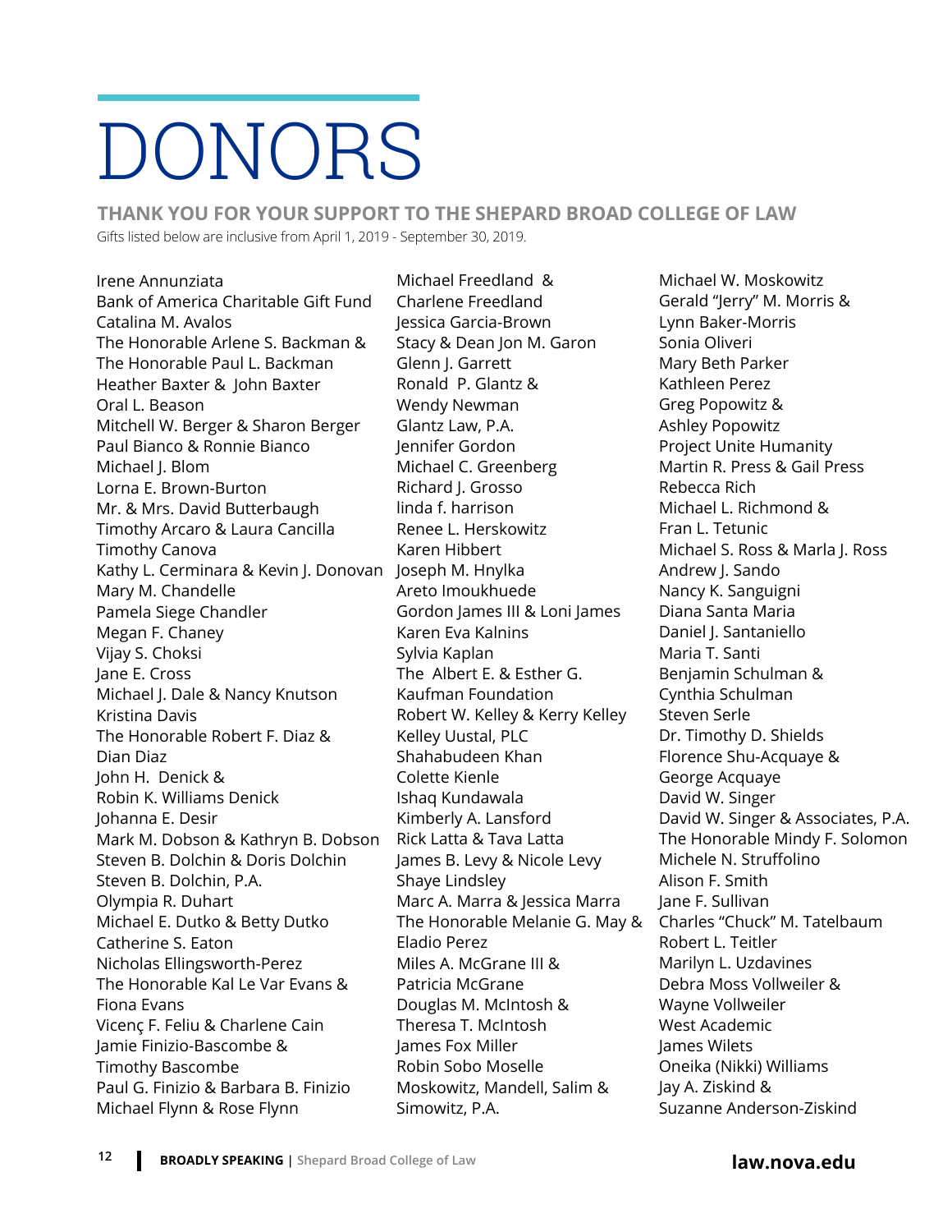# DONORS

## THANK YOU FOR YOUR SUPPORT TO THE SHEPARD BROAD COLLEGE OF LAW

Gifts listed below are inclusive from April 1, 2019 - September 30, 2019.

Irene Annunziata
Bank of America Charitable Gift Fund
Catalina M. Avalos
The Honorable Arlene S. Backman & The Honorable Paul L. Backman
Heather Baxter & John Baxter
Oral L. Beason
Mitchell W. Berger & Sharon Berger
Paul Bianco & Ronnie Bianco
Michael J. Blom
Lorna E. Brown-Burton
Mr. & Mrs. David Butterbaugh
Timothy Arcaro & Laura Cancilla
Timothy Canova
Kathy L. Cerminara & Kevin J. Donovan
Mary M. Chandelle
Pamela Siege Chandler
Megan F. Chaney
Vijay S. Choksi
Jane E. Cross
Michael J. Dale & Nancy Knutson
Kristina Davis
The Honorable Robert F. Diaz & Dian Diaz
John H. Denick & Robin K. Williams Denick
Johanna E. Desir
Mark M. Dobson & Kathryn B. Dobson
Steven B. Dolchin & Doris Dolchin
Steven B. Dolchin, P.A.
Olympia R. Duhart
Michael E. Dutko & Betty Dutko
Catherine S. Eaton
Nicholas Ellingsworth-Perez
The Honorable Kal Le Var Evans & Fiona Evans
Vicenç F. Feliu & Charlene Cain
Jamie Finizio-Bascombe & Timothy Bascombe
Paul G. Finizio & Barbara B. Finizio
Michael Flynn & Rose Flynn
Michael Freedland & Charlene Freedland
Jessica Garcia-Brown
Stacy & Dean Jon M. Garon
Glenn J. Garrett
Ronald P. Glantz & Wendy Newman
Glantz Law, P.A.
Jennifer Gordon
Michael C. Greenberg
Richard J. Grosso
linda f. harrison
Renee L. Herskowitz
Karen Hibbert
Joseph M. Hnylka
Areto Imoukhuede
Gordon James III & Loni James
Karen Eva Kalnins
Sylvia Kaplan
The Albert E. & Esther G. Kaufman Foundation
Robert W. Kelley & Kerry Kelley
Kelley Uustal, PLC
Shahabudeen Khan
Colette Kienle
Ishaq Kundawala
Kimberly A. Lansford
Rick Latta & Tava Latta
James B. Levy & Nicole Levy
Shaye Lindsley
Marc A. Marra & Jessica Marra
The Honorable Melanie G. May & Eladio Perez
Miles A. McGrane III & Patricia McGrane
Douglas M. McIntosh & Theresa T. McIntosh
James Fox Miller
Robin Sobo Moselle
Moskowitz, Mandell, Salim & Simowitz, P.A.
Michael W. Moskowitz
Gerald "Jerry" M. Morris & Lynn Baker-Morris
Sonia Oliveri
Mary Beth Parker
Kathleen Perez
Greg Popowitz & Ashley Popowitz
Project Unite Humanity
Martin R. Press & Gail Press
Rebecca Rich
Michael L. Richmond & Fran L. Tetunic
Michael S. Ross & Marla J. Ross
Andrew J. Sando
Nancy K. Sanguigni
Diana Santa Maria
Daniel J. Santaniello
Maria T. Santi
Benjamin Schulman & Cynthia Schulman
Steven Serle
Dr. Timothy D. Shields
Florence Shu-Acquaye & George Acquaye
David W. Singer
David W. Singer & Associates, P.A.
The Honorable Mindy F. Solomon
Michele N. Struffolino
Alison F. Smith
Jane F. Sullivan
Charles "Chuck" M. Tatelbaum
Robert L. Teitler
Marilyn L. Uzdavines
Debra Moss Vollweiler & Wayne Vollweiler
West Academic
James Wilets
Oneika (Nikki) Williams
Jay A. Ziskind & Suzanne Anderson-Ziskind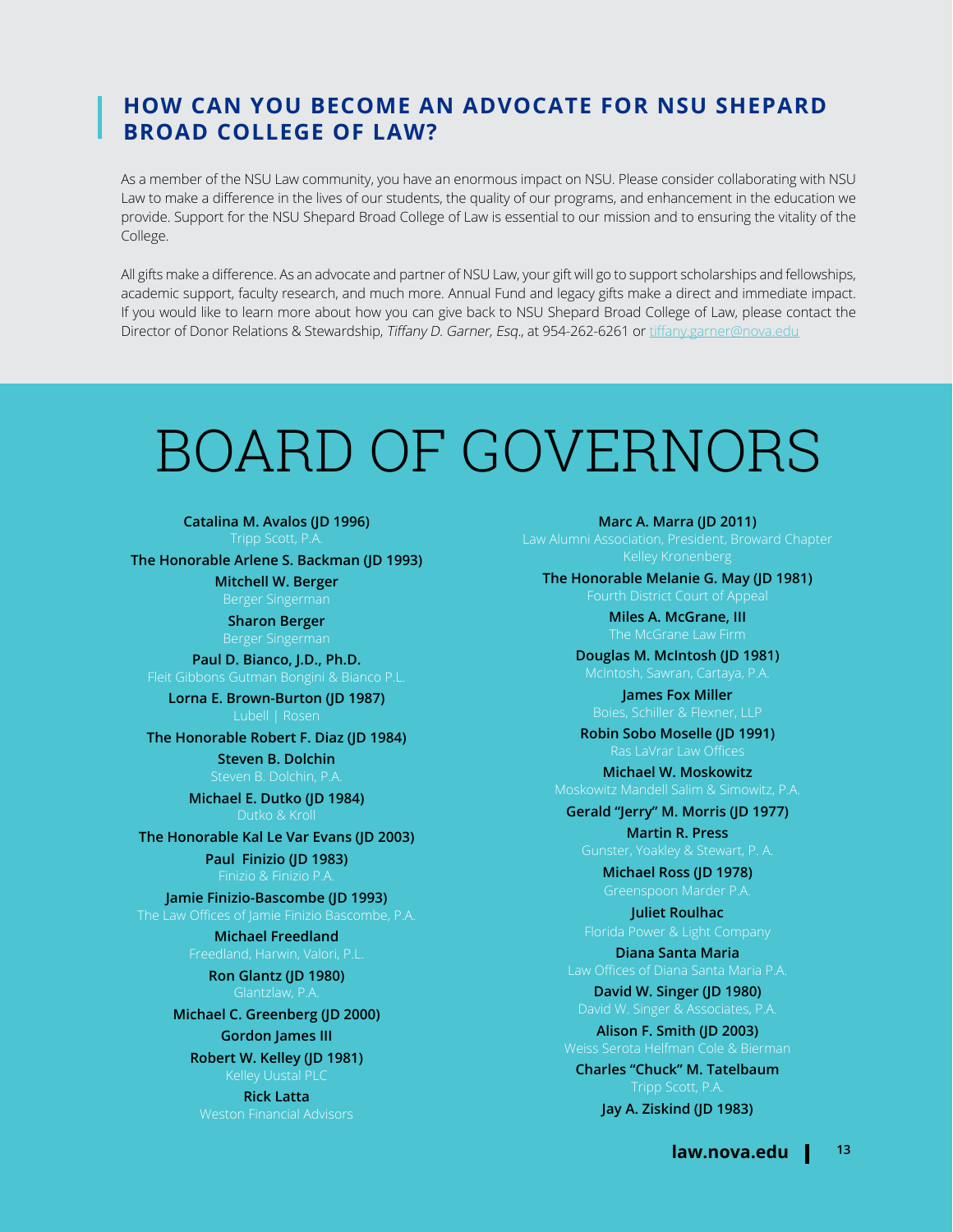## HOW CAN YOU BECOME AN ADVOCATE FOR NSU SHEPARD BROAD COLLEGE OF LAW?

As a member of the NSU Law community, you have an enormous impact on NSU. Please consider collaborating with NSU Law to make a difference in the lives of our students, the quality of our programs, and enhancement in the education we provide. Support for the NSU Shepard Broad College of Law is essential to our mission and to ensuring the vitality of the College.

All gifts make a difference. As an advocate and partner of NSU Law, your gift will go to support scholarships and fellowships, academic support, faculty research, and much more. Annual Fund and legacy gifts make a direct and immediate impact. If you would like to learn more about how you can give back to NSU Shepard Broad College of Law, please contact the Director of Donor Relations & Stewardship, *Tiffany D. Garner, Esq.*, at 954-262-6261 or tiffany.garner@nova.edu

# BOARD OF GOVERNORS

**Catalina M. Avalos (JD 1996)**
Tripp Scott, P.A.

**The Honorable Arlene S. Backman (JD 1993)**

**Mitchell W. Berger**
Berger Singerman

**Sharon Berger**
Berger Singerman

**Paul D. Bianco, J.D., Ph.D.**
Fleit Gibbons Gutman Bongini & Bianco P.L.

**Lorna E. Brown-Burton (JD 1987)**
Lubell | Rosen

**The Honorable Robert F. Diaz (JD 1984)**

**Steven B. Dolchin**
Steven B. Dolchin, P.A.

**Michael E. Dutko (JD 1984)**
Dutko & Kroll

**The Honorable Kal Le Var Evans (JD 2003)**

**Paul Finizio (JD 1983)**
Finizio & Finizio P.A.

**Jamie Finizio-Bascombe (JD 1993)**
The Law Offices of Jamie Finizio Bascombe, P.A.

**Michael Freedland**
Freedland, Harwin, Valori, P.L.

**Ron Glantz (JD 1980)**
Glantzlaw, P.A.

**Michael C. Greenberg (JD 2000)**

**Gordon James III**

**Robert W. Kelley (JD 1981)**
Kelley Uustal PLC

**Rick Latta**
Weston Financial Advisors

**Marc A. Marra (JD 2011)**
Law Alumni Association, President, Broward Chapter
Kelley Kronenberg

**The Honorable Melanie G. May (JD 1981)**
Fourth District Court of Appeal

**Miles A. McGrane, III**
The McGrane Law Firm

**Douglas M. McIntosh (JD 1981)**
McIntosh, Sawran, Cartaya, P.A.

**James Fox Miller**
Boies, Schiller & Flexner, LLP

**Robin Sobo Moselle (JD 1991)**
Ras LaVrar Law Offices

**Michael W. Moskowitz**
Moskowitz Mandell Salim & Simowitz, P.A.

**Gerald "Jerry" M. Morris (JD 1977)**

**Martin R. Press**
Gunster, Yoakley & Stewart, P. A.

**Michael Ross (JD 1978)**
Greenspoon Marder P.A.

**Juliet Roulhac**
Florida Power & Light Company

**Diana Santa Maria**
Law Offices of Diana Santa Maria P.A.

**David W. Singer (JD 1980)**
David W. Singer & Associates, P.A.

**Alison F. Smith (JD 2003)**
Weiss Serota Helfman Cole & Bierman

**Charles "Chuck" M. Tatelbaum**
Tripp Scott, P.A.

**Jay A. Ziskind (JD 1983)**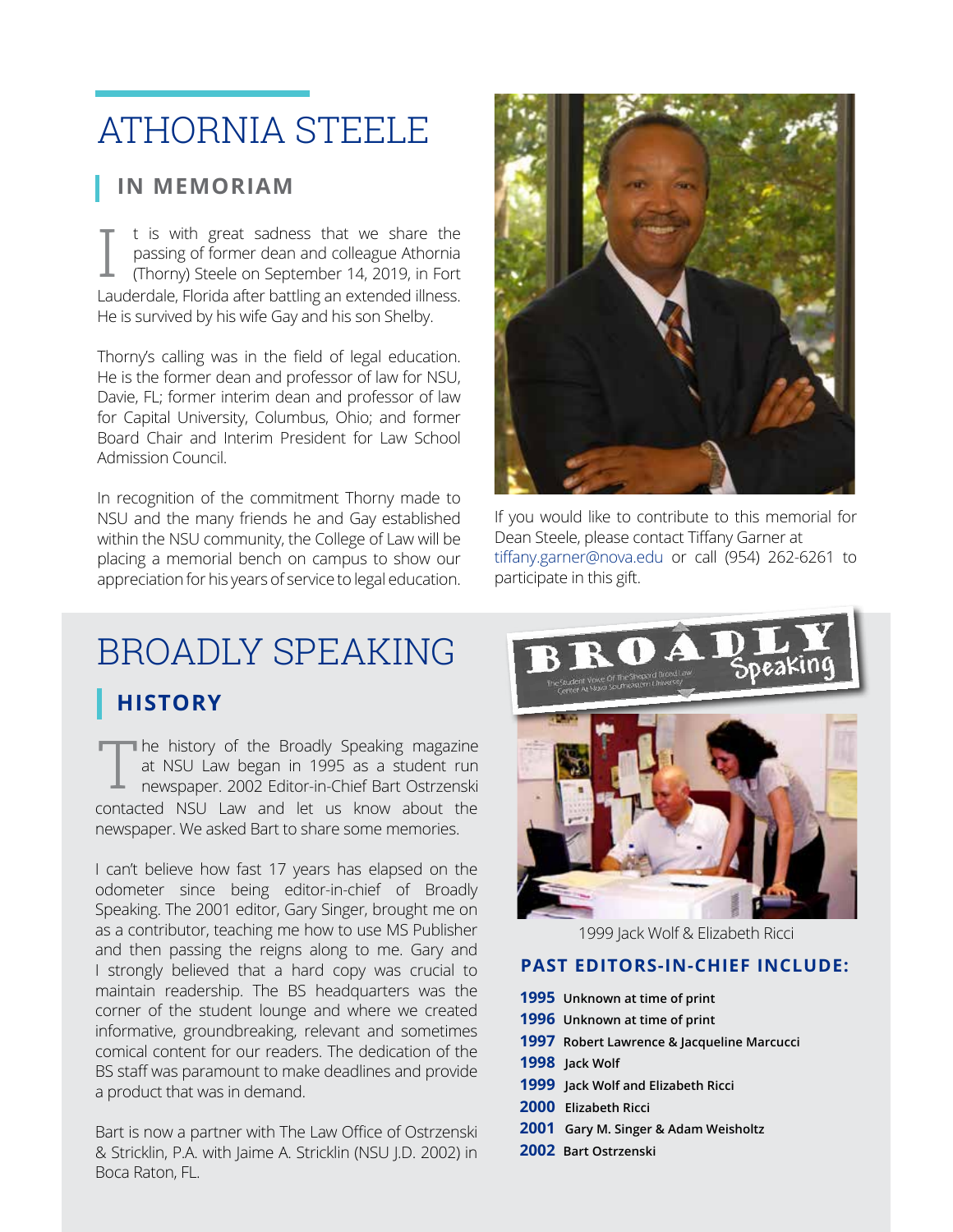# ATHORNIA STEELE

## IN MEMORIAM

It is with great sadness that we share the passing of former dean and colleague Athornia (Thorny) Steele on September 14, 2019, in Fort Lauderdale, Florida after battling an extended illness. He is survived by his wife Gay and his son Shelby.

Thorny's calling was in the field of legal education. He is the former dean and professor of law for NSU, Davie, FL; former interim dean and professor of law for Capital University, Columbus, Ohio; and former Board Chair and Interim President for Law School Admission Council.

In recognition of the commitment Thorny made to NSU and the many friends he and Gay established within the NSU community, the College of Law will be placing a memorial bench on campus to show our appreciation for his years of service to legal education.

If you would like to contribute to this memorial for Dean Steele, please contact Tiffany Garner at tiffany.garner@nova.edu or call (954) 262-6261 to participate in this gift.

# BROADLY SPEAKING

## HISTORY

The history of the Broadly Speaking magazine at NSU Law began in 1995 as a student run newspaper. 2002 Editor-in-Chief Bart Ostrzenski contacted NSU Law and let us know about the newspaper. We asked Bart to share some memories.

I can't believe how fast 17 years has elapsed on the odometer since being editor-in-chief of Broadly Speaking. The 2001 editor, Gary Singer, brought me on as a contributor, teaching me how to use MS Publisher and then passing the reigns along to me. Gary and I strongly believed that a hard copy was crucial to maintain readership. The BS headquarters was the corner of the student lounge and where we created informative, groundbreaking, relevant and sometimes comical content for our readers. The dedication of the BS staff was paramount to make deadlines and provide a product that was in demand.

Bart is now a partner with The Law Office of Ostrzenski & Stricklin, P.A. with Jaime A. Stricklin (NSU J.D. 2002) in Boca Raton, FL.

1999 Jack Wolf & Elizabeth Ricci

### PAST EDITORS-IN-CHIEF INCLUDE:

- **1995** Unknown at time of print
- **1996** Unknown at time of print
- **1997** Robert Lawrence & Jacqueline Marcucci
- **1998** Jack Wolf
- **1999** Jack Wolf and Elizabeth Ricci
- **2000** Elizabeth Ricci
- **2001** Gary M. Singer & Adam Weisholtz
- **2002** Bart Ostrzenski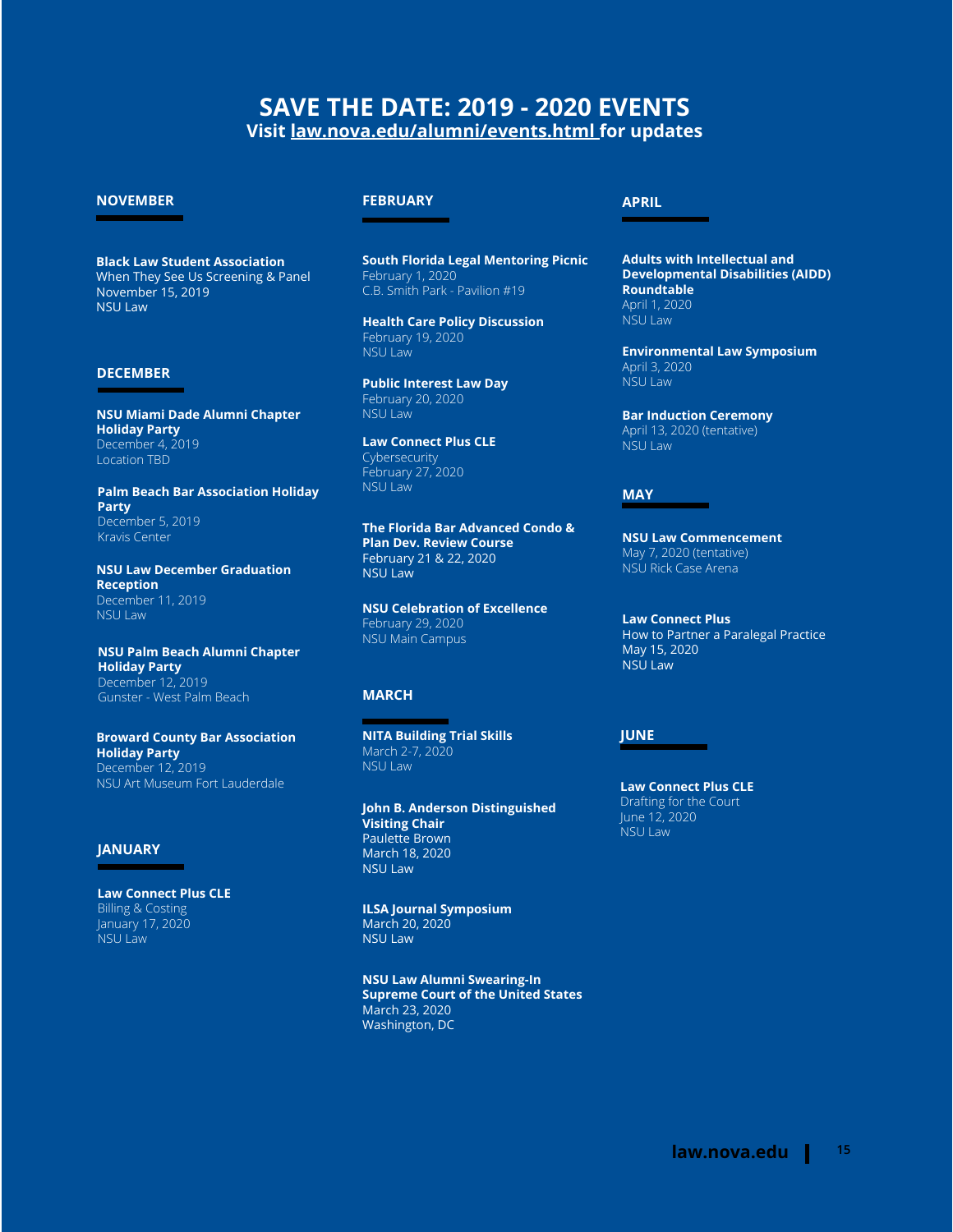# SAVE THE DATE: 2019 - 2020 EVENTS

**Visit law.nova.edu/alumni/events.html for updates**

## NOVEMBER

**Black Law Student Association**
When They See Us Screening & Panel
November 15, 2019
NSU Law

## DECEMBER

**NSU Miami Dade Alumni Chapter Holiday Party**
December 4, 2019
Location TBD

**Palm Beach Bar Association Holiday Party**
December 5, 2019
Kravis Center

**NSU Law December Graduation Reception**
December 11, 2019
NSU Law

**NSU Palm Beach Alumni Chapter Holiday Party**
December 12, 2019
Gunster - West Palm Beach

**Broward County Bar Association Holiday Party**
December 12, 2019
NSU Art Museum Fort Lauderdale

## JANUARY

**Law Connect Plus CLE**
Billing & Costing
January 17, 2020
NSU Law

## FEBRUARY

**South Florida Legal Mentoring Picnic**
February 1, 2020
C.B. Smith Park - Pavilion #19

**Health Care Policy Discussion**
February 19, 2020
NSU Law

**Public Interest Law Day**
February 20, 2020
NSU Law

**Law Connect Plus CLE**
Cybersecurity
February 27, 2020
NSU Law

**The Florida Bar Advanced Condo & Plan Dev. Review Course**
February 21 & 22, 2020
NSU Law

**NSU Celebration of Excellence**
February 29, 2020
NSU Main Campus

## MARCH

**NITA Building Trial Skills**
March 2-7, 2020
NSU Law

**John B. Anderson Distinguished Visiting Chair**
Paulette Brown
March 18, 2020
NSU Law

**ILSA Journal Symposium**
March 20, 2020
NSU Law

**NSU Law Alumni Swearing-In Supreme Court of the United States**
March 23, 2020
Washington, DC

## APRIL

**Adults with Intellectual and Developmental Disabilities (AIDD) Roundtable**
April 1, 2020
NSU Law

**Environmental Law Symposium**
April 3, 2020
NSU Law

**Bar Induction Ceremony**
April 13, 2020 (tentative)
NSU Law

## MAY

**NSU Law Commencement**
May 7, 2020 (tentative)
NSU Rick Case Arena

**Law Connect Plus**
How to Partner a Paralegal Practice
May 15, 2020
NSU Law

## JUNE

**Law Connect Plus CLE**
Drafting for the Court
June 12, 2020
NSU Law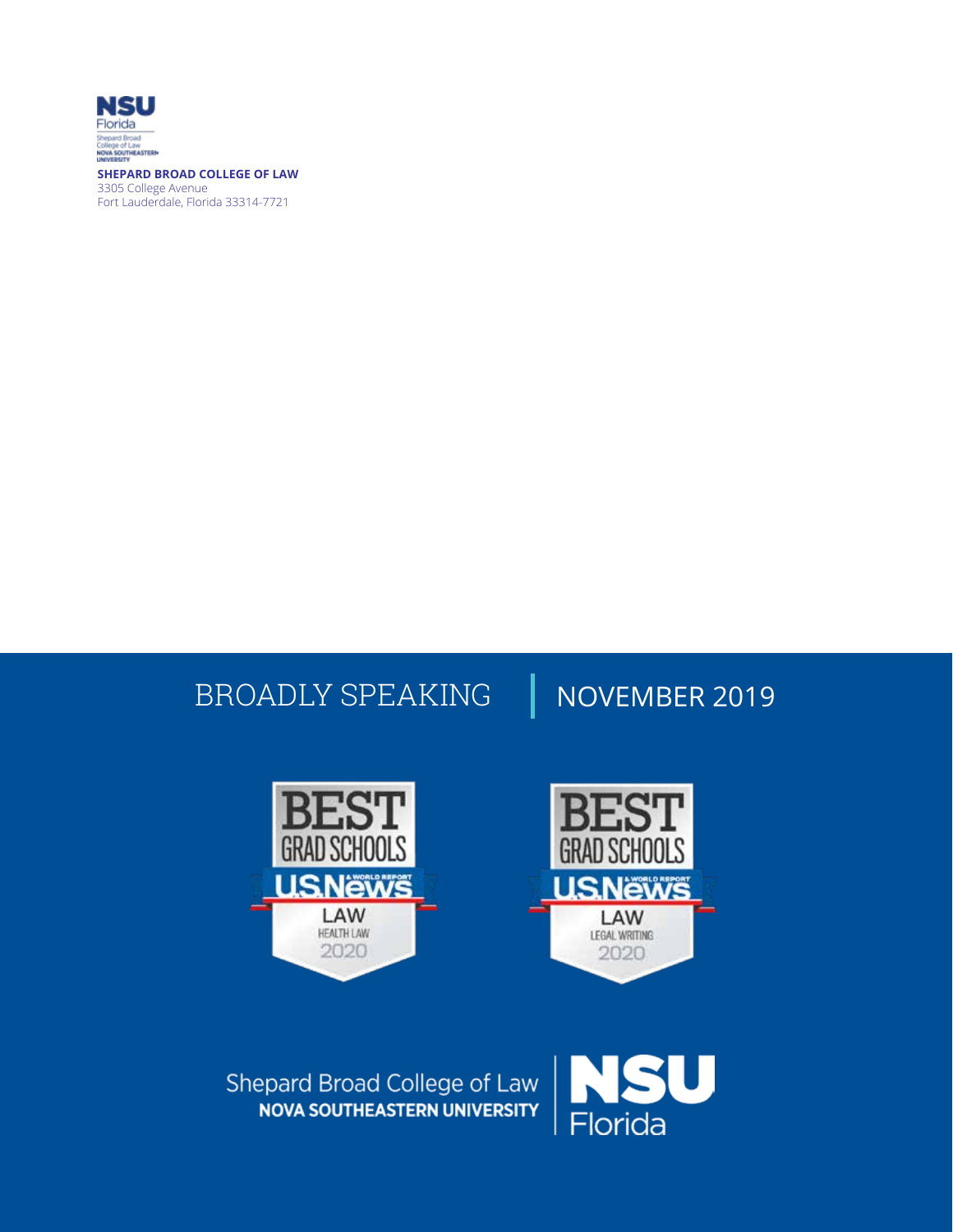NSU Florida

Shepard Broad College of Law
NOVA SOUTHEASTERN UNIVERSITY

**SHEPARD BROAD COLLEGE OF LAW**
3305 College Avenue
Fort Lauderdale, Florida 33314-7721

BROADLY SPEAKING | NOVEMBER 2019

BEST GRAD SCHOOLS
U.S.News & WORLD REPORT
LAW
HEALTH LAW
2020

BEST GRAD SCHOOLS
U.S.News & WORLD REPORT
LAW
LEGAL WRITING
2020

Shepard Broad College of Law
**NOVA SOUTHEASTERN UNIVERSITY**
NSU Florida